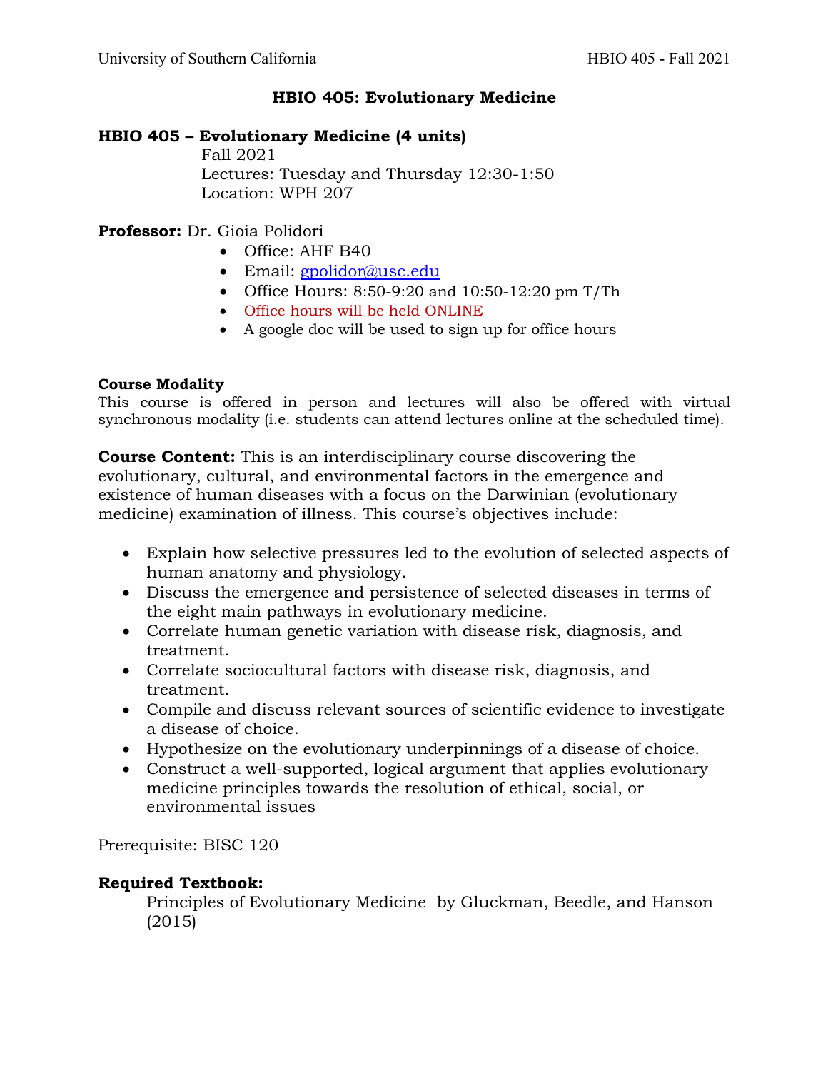# HBIO 405: Evolutionary Medicine

**HBIO 405 – Evolutionary Medicine (4 units)**

Fall 2021
Lectures: Tuesday and Thursday 12:30-1:50
Location: WPH 207

**Professor:** Dr. Gioia Polidori

- Office: AHF B40
- Email: gpolidor@usc.edu
- Office Hours: 8:50-9:20 and 10:50-12:20 pm T/Th
- Office hours will be held ONLINE
- A google doc will be used to sign up for office hours

**Course Modality**

This course is offered in person and lectures will also be offered with virtual synchronous modality (i.e. students can attend lectures online at the scheduled time).

**Course Content:** This is an interdisciplinary course discovering the evolutionary, cultural, and environmental factors in the emergence and existence of human diseases with a focus on the Darwinian (evolutionary medicine) examination of illness. This course's objectives include:

- Explain how selective pressures led to the evolution of selected aspects of human anatomy and physiology.
- Discuss the emergence and persistence of selected diseases in terms of the eight main pathways in evolutionary medicine.
- Correlate human genetic variation with disease risk, diagnosis, and treatment.
- Correlate sociocultural factors with disease risk, diagnosis, and treatment.
- Compile and discuss relevant sources of scientific evidence to investigate a disease of choice.
- Hypothesize on the evolutionary underpinnings of a disease of choice.
- Construct a well-supported, logical argument that applies evolutionary medicine principles towards the resolution of ethical, social, or environmental issues

Prerequisite: BISC 120

**Required Textbook:**

Principles of Evolutionary Medicine by Gluckman, Beedle, and Hanson (2015)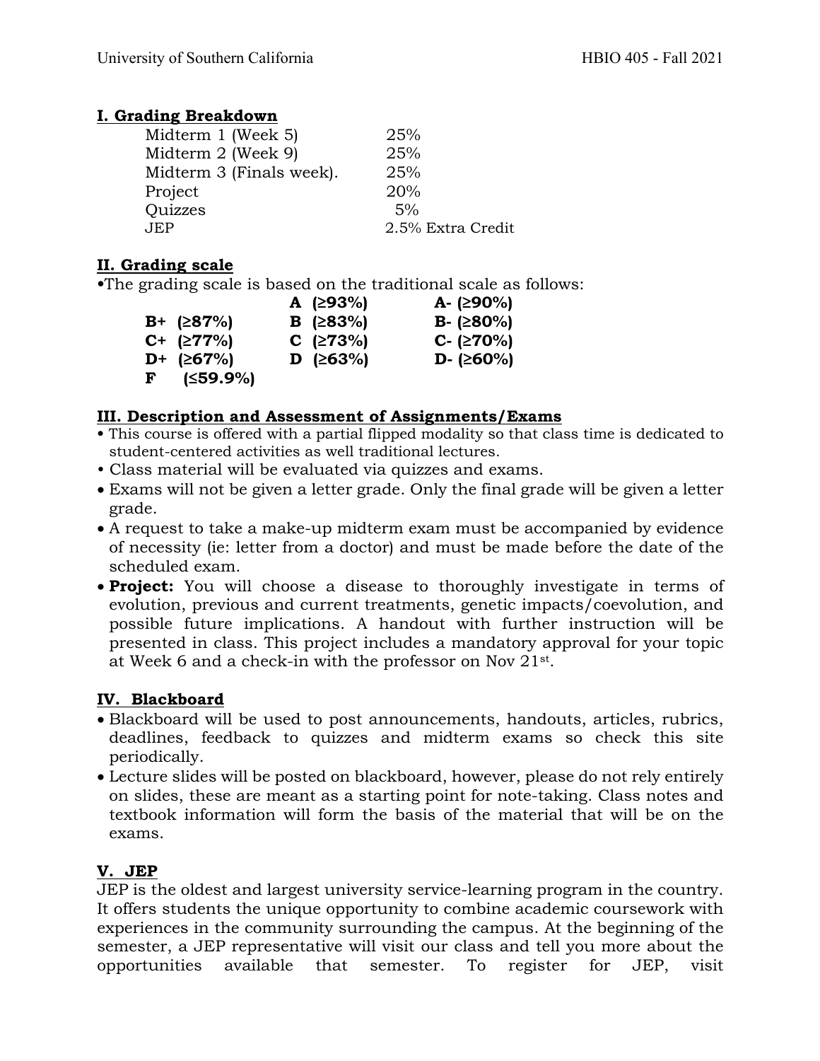## I. Grading Breakdown

| | |
|---|---|
| Midterm 1 (Week 5) | 25% |
| Midterm 2 (Week 9) | 25% |
| Midterm 3 (Finals week). | 25% |
| Project | 20% |
| Quizzes | 5% |
| JEP | 2.5% Extra Credit |

## II. Grading scale

•The grading scale is based on the traditional scale as follows:

| | | |
|---|---|---|
| | **A (≥93%)** | **A- (≥90%)** |
| **B+ (≥87%)** | **B (≥83%)** | **B- (≥80%)** |
| **C+ (≥77%)** | **C (≥73%)** | **C- (≥70%)** |
| **D+ (≥67%)** | **D (≥63%)** | **D- (≥60%)** |
| **F (≤59.9%)** | | |

## III. Description and Assessment of Assignments/Exams

- This course is offered with a partial flipped modality so that class time is dedicated to student-centered activities as well traditional lectures.
- Class material will be evaluated via quizzes and exams.
- Exams will not be given a letter grade. Only the final grade will be given a letter grade.
- A request to take a make-up midterm exam must be accompanied by evidence of necessity (ie: letter from a doctor) and must be made before the date of the scheduled exam.
- **Project:** You will choose a disease to thoroughly investigate in terms of evolution, previous and current treatments, genetic impacts/coevolution, and possible future implications. A handout with further instruction will be presented in class. This project includes a mandatory approval for your topic at Week 6 and a check-in with the professor on Nov 21st.

## IV. Blackboard

- Blackboard will be used to post announcements, handouts, articles, rubrics, deadlines, feedback to quizzes and midterm exams so check this site periodically.
- Lecture slides will be posted on blackboard, however, please do not rely entirely on slides, these are meant as a starting point for note-taking. Class notes and textbook information will form the basis of the material that will be on the exams.

## V. JEP

JEP is the oldest and largest university service-learning program in the country. It offers students the unique opportunity to combine academic coursework with experiences in the community surrounding the campus. At the beginning of the semester, a JEP representative will visit our class and tell you more about the opportunities available that semester. To register for JEP, visit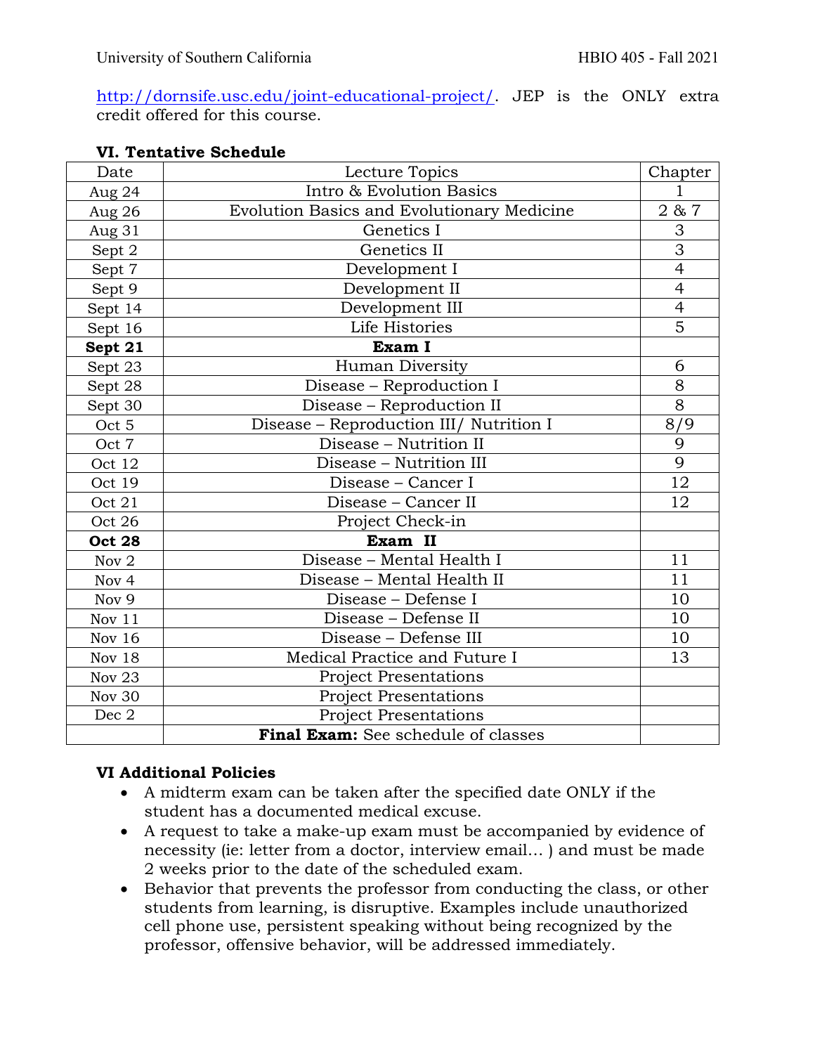http://dornsife.usc.edu/joint-educational-project/. JEP is the ONLY extra credit offered for this course.

### VI. Tentative Schedule

| Date | Lecture Topics | Chapter |
|---|---|---|
| Aug 24 | Intro & Evolution Basics | 1 |
| Aug 26 | Evolution Basics and Evolutionary Medicine | 2 & 7 |
| Aug 31 | Genetics I | 3 |
| Sept 2 | Genetics II | 3 |
| Sept 7 | Development I | 4 |
| Sept 9 | Development II | 4 |
| Sept 14 | Development III | 4 |
| Sept 16 | Life Histories | 5 |
| **Sept 21** | **Exam I** | |
| Sept 23 | Human Diversity | 6 |
| Sept 28 | Disease – Reproduction I | 8 |
| Sept 30 | Disease – Reproduction II | 8 |
| Oct 5 | Disease – Reproduction III/ Nutrition I | 8/9 |
| Oct 7 | Disease – Nutrition II | 9 |
| Oct 12 | Disease – Nutrition III | 9 |
| Oct 19 | Disease – Cancer I | 12 |
| Oct 21 | Disease – Cancer II | 12 |
| Oct 26 | Project Check-in | |
| **Oct 28** | **Exam II** | |
| Nov 2 | Disease – Mental Health I | 11 |
| Nov 4 | Disease – Mental Health II | 11 |
| Nov 9 | Disease – Defense I | 10 |
| Nov 11 | Disease – Defense II | 10 |
| Nov 16 | Disease – Defense III | 10 |
| Nov 18 | Medical Practice and Future I | 13 |
| Nov 23 | Project Presentations | |
| Nov 30 | Project Presentations | |
| Dec 2 | Project Presentations | |
| | **Final Exam:** See schedule of classes | |

### VI Additional Policies

- A midterm exam can be taken after the specified date ONLY if the student has a documented medical excuse.
- A request to take a make-up exam must be accompanied by evidence of necessity (ie: letter from a doctor, interview email… ) and must be made 2 weeks prior to the date of the scheduled exam.
- Behavior that prevents the professor from conducting the class, or other students from learning, is disruptive. Examples include unauthorized cell phone use, persistent speaking without being recognized by the professor, offensive behavior, will be addressed immediately.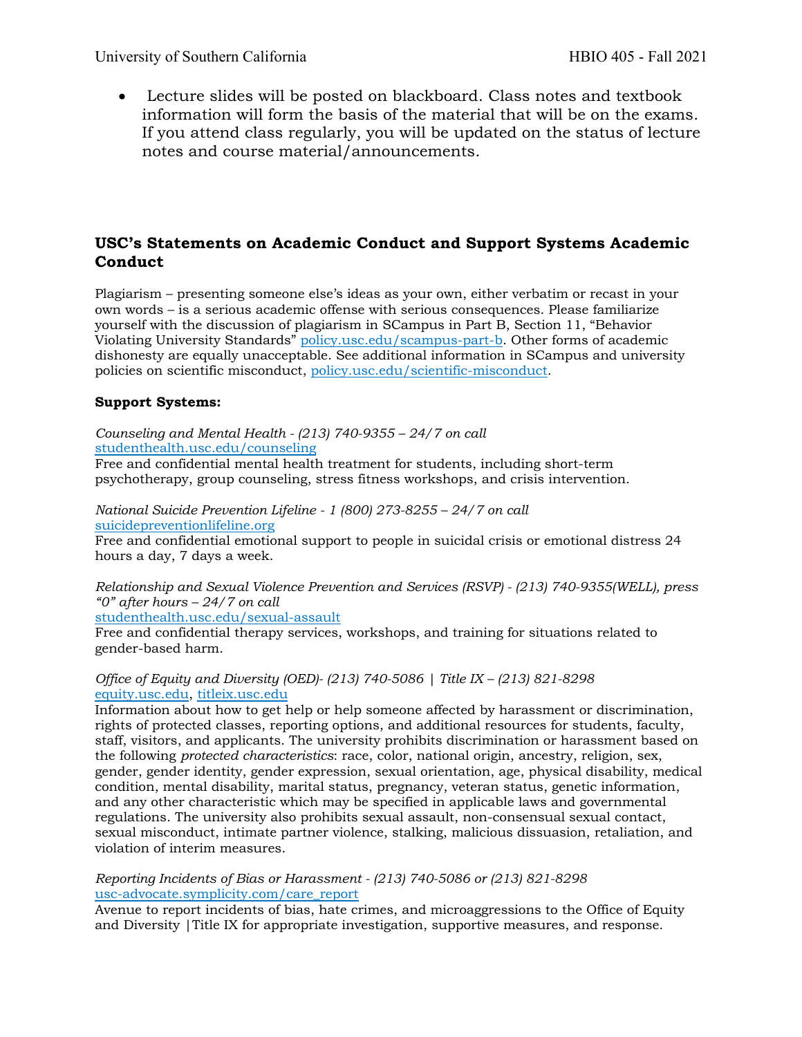- Lecture slides will be posted on blackboard. Class notes and textbook information will form the basis of the material that will be on the exams. If you attend class regularly, you will be updated on the status of lecture notes and course material/announcements.

## USC's Statements on Academic Conduct and Support Systems Academic Conduct

Plagiarism – presenting someone else's ideas as your own, either verbatim or recast in your own words – is a serious academic offense with serious consequences. Please familiarize yourself with the discussion of plagiarism in SCampus in Part B, Section 11, "Behavior Violating University Standards" policy.usc.edu/scampus-part-b. Other forms of academic dishonesty are equally unacceptable. See additional information in SCampus and university policies on scientific misconduct, policy.usc.edu/scientific-misconduct.

### Support Systems:

*Counseling and Mental Health - (213) 740-9355 – 24/7 on call*
studenthealth.usc.edu/counseling
Free and confidential mental health treatment for students, including short-term psychotherapy, group counseling, stress fitness workshops, and crisis intervention.

*National Suicide Prevention Lifeline - 1 (800) 273-8255 – 24/7 on call*
suicidepreventionlifeline.org
Free and confidential emotional support to people in suicidal crisis or emotional distress 24 hours a day, 7 days a week.

*Relationship and Sexual Violence Prevention and Services (RSVP) - (213) 740-9355(WELL), press "0" after hours – 24/7 on call*
studenthealth.usc.edu/sexual-assault
Free and confidential therapy services, workshops, and training for situations related to gender-based harm.

*Office of Equity and Diversity (OED)- (213) 740-5086 | Title IX – (213) 821-8298*
equity.usc.edu, titleix.usc.edu
Information about how to get help or help someone affected by harassment or discrimination, rights of protected classes, reporting options, and additional resources for students, faculty, staff, visitors, and applicants. The university prohibits discrimination or harassment based on the following *protected characteristics*: race, color, national origin, ancestry, religion, sex, gender, gender identity, gender expression, sexual orientation, age, physical disability, medical condition, mental disability, marital status, pregnancy, veteran status, genetic information, and any other characteristic which may be specified in applicable laws and governmental regulations. The university also prohibits sexual assault, non-consensual sexual contact, sexual misconduct, intimate partner violence, stalking, malicious dissuasion, retaliation, and violation of interim measures.

*Reporting Incidents of Bias or Harassment - (213) 740-5086 or (213) 821-8298*
usc-advocate.symplicity.com/care_report
Avenue to report incidents of bias, hate crimes, and microaggressions to the Office of Equity and Diversity |Title IX for appropriate investigation, supportive measures, and response.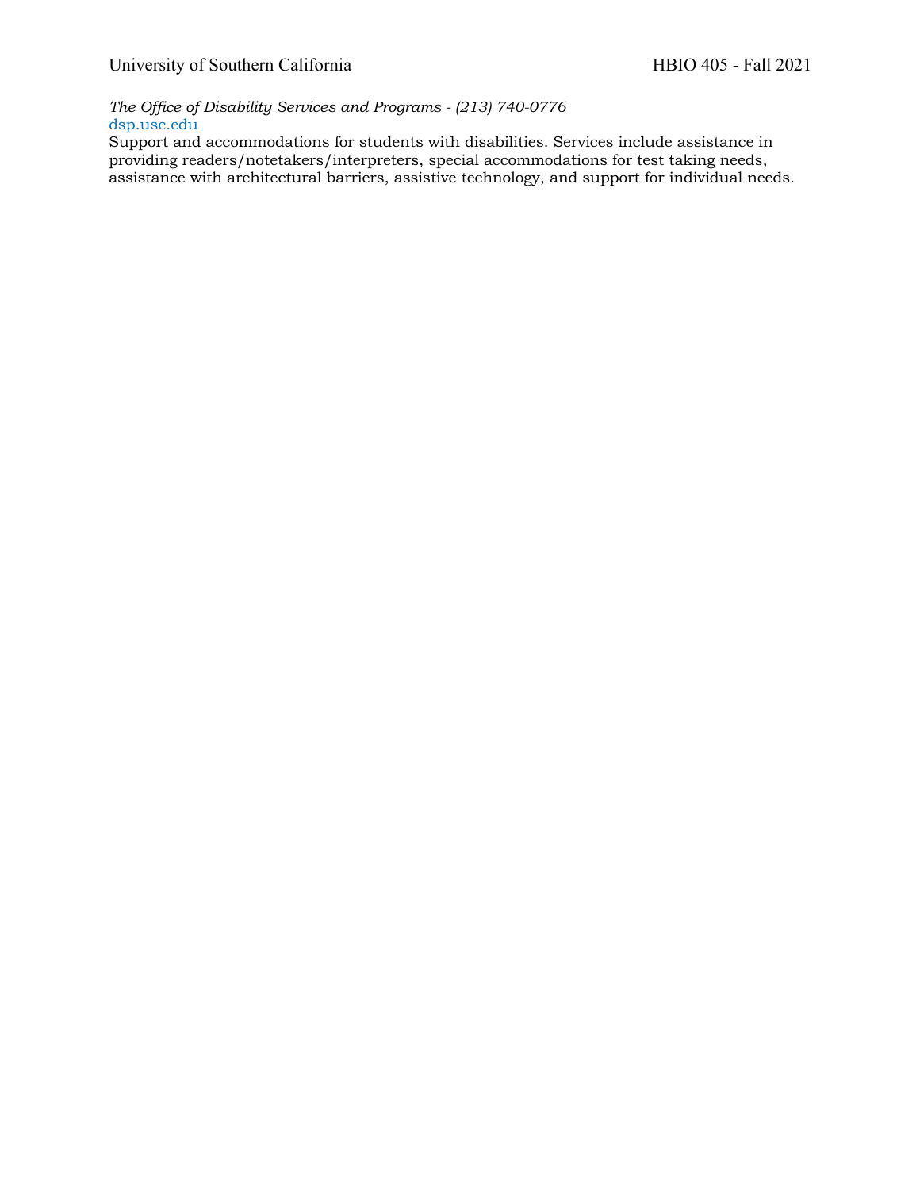*The Office of Disability Services and Programs - (213) 740-0776*
dsp.usc.edu
Support and accommodations for students with disabilities. Services include assistance in providing readers/notetakers/interpreters, special accommodations for test taking needs, assistance with architectural barriers, assistive technology, and support for individual needs.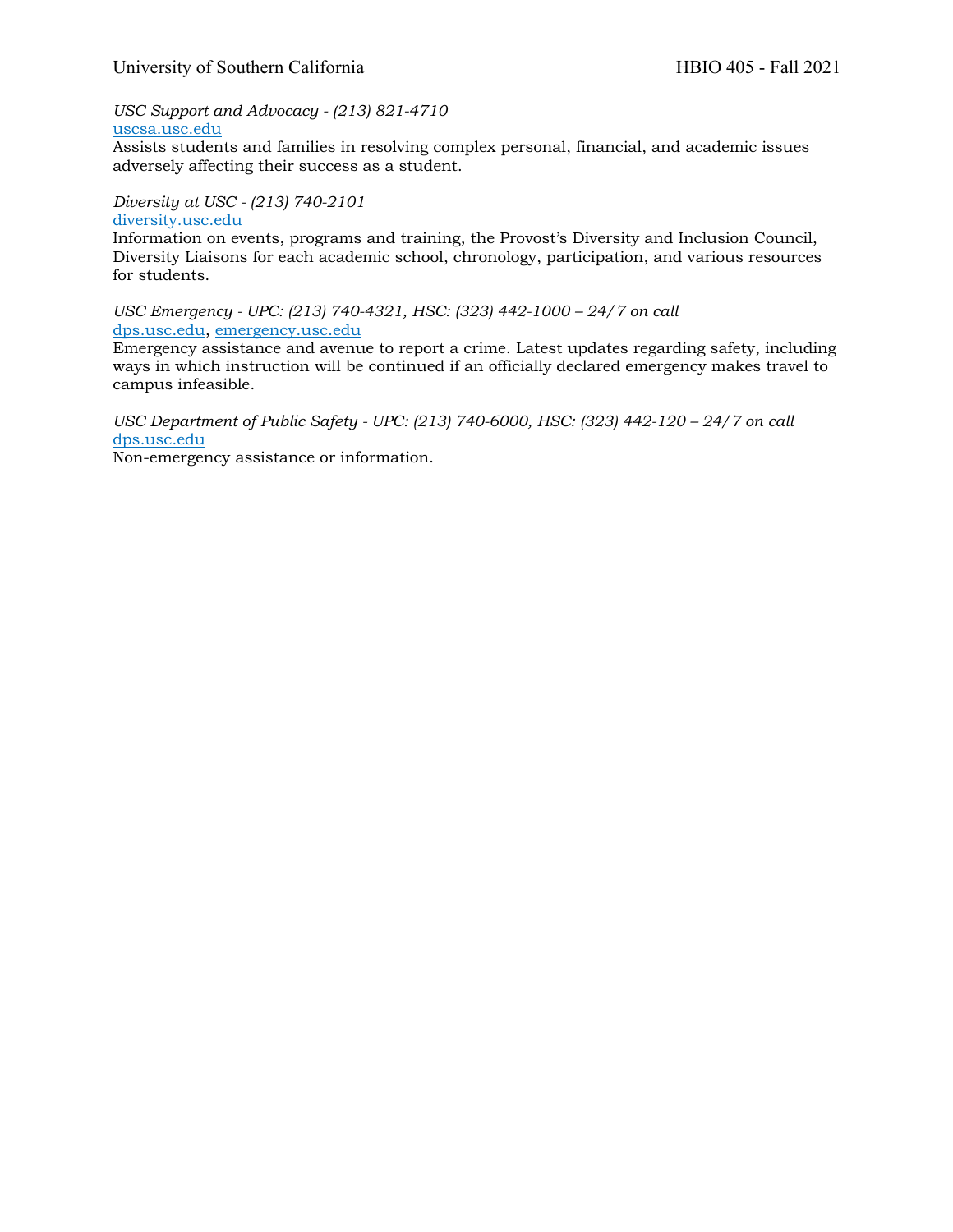*USC Support and Advocacy - (213) 821-4710*
[uscsa.usc.edu](uscsa.usc.edu)
Assists students and families in resolving complex personal, financial, and academic issues adversely affecting their success as a student.

*Diversity at USC - (213) 740-2101*
[diversity.usc.edu](diversity.usc.edu)
Information on events, programs and training, the Provost's Diversity and Inclusion Council, Diversity Liaisons for each academic school, chronology, participation, and various resources for students.

*USC Emergency - UPC: (213) 740-4321, HSC: (323) 442-1000 – 24/7 on call*
[dps.usc.edu](dps.usc.edu), [emergency.usc.edu](emergency.usc.edu)
Emergency assistance and avenue to report a crime. Latest updates regarding safety, including ways in which instruction will be continued if an officially declared emergency makes travel to campus infeasible.

*USC Department of Public Safety - UPC: (213) 740-6000, HSC: (323) 442-120 – 24/7 on call*
[dps.usc.edu](dps.usc.edu)
Non-emergency assistance or information.